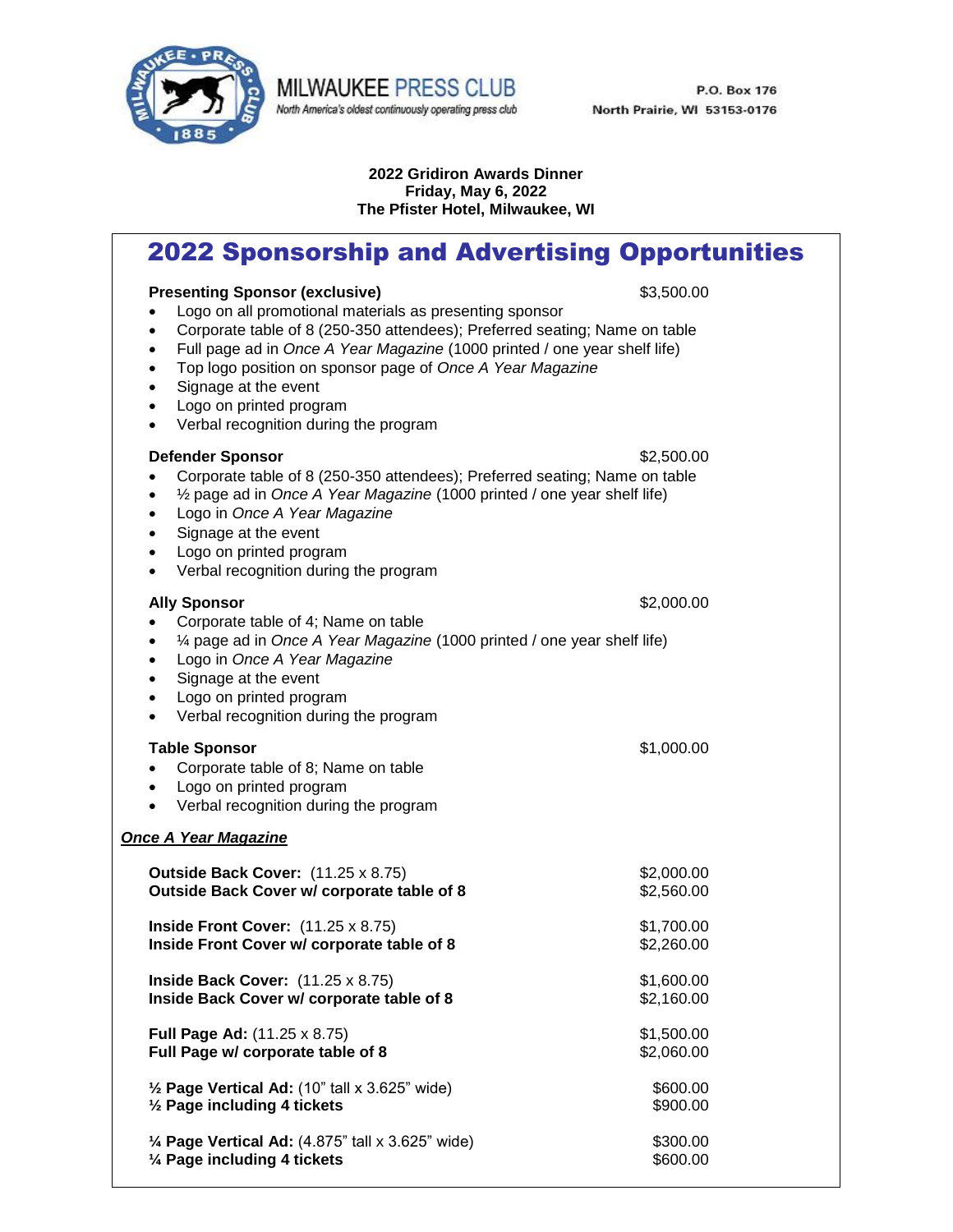MILWAUKEE PRESS CLUB
*North America's oldest continuously operating press club*

P.O. Box 176
North Prairie, WI 53153-0176

**2022 Gridiron Awards Dinner**
**Friday, May 6, 2022**
**The Pfister Hotel, Milwaukee, WI**

# 2022 Sponsorship and Advertising Opportunities

**Presenting Sponsor (exclusive)** — $3,500.00

- Logo on all promotional materials as presenting sponsor
- Corporate table of 8 (250-350 attendees); Preferred seating; Name on table
- Full page ad in *Once A Year Magazine* (1000 printed / one year shelf life)
- Top logo position on sponsor page of *Once A Year Magazine*
- Signage at the event
- Logo on printed program
- Verbal recognition during the program

**Defender Sponsor** — $2,500.00

- Corporate table of 8 (250-350 attendees); Preferred seating; Name on table
- ½ page ad in *Once A Year Magazine* (1000 printed / one year shelf life)
- Logo in *Once A Year Magazine*
- Signage at the event
- Logo on printed program
- Verbal recognition during the program

**Ally Sponsor** — $2,000.00

- Corporate table of 4; Name on table
- ¼ page ad in *Once A Year Magazine* (1000 printed / one year shelf life)
- Logo in *Once A Year Magazine*
- Signage at the event
- Logo on printed program
- Verbal recognition during the program

**Table Sponsor** — $1,000.00

- Corporate table of 8; Name on table
- Logo on printed program
- Verbal recognition during the program

***Once A Year Magazine***

| Item | Price |
|---|---|
| **Outside Back Cover:** (11.25 x 8.75) | $2,000.00 |
| **Outside Back Cover w/ corporate table of 8** | $2,560.00 |
| **Inside Front Cover:** (11.25 x 8.75) | $1,700.00 |
| **Inside Front Cover w/ corporate table of 8** | $2,260.00 |
| **Inside Back Cover:** (11.25 x 8.75) | $1,600.00 |
| **Inside Back Cover w/ corporate table of 8** | $2,160.00 |
| **Full Page Ad:** (11.25 x 8.75) | $1,500.00 |
| **Full Page w/ corporate table of 8** | $2,060.00 |
| **½ Page Vertical Ad:** (10" tall x 3.625" wide) | $600.00 |
| **½ Page including 4 tickets** | $900.00 |
| **¼ Page Vertical Ad:** (4.875" tall x 3.625" wide) | $300.00 |
| **¼ Page including 4 tickets** | $600.00 |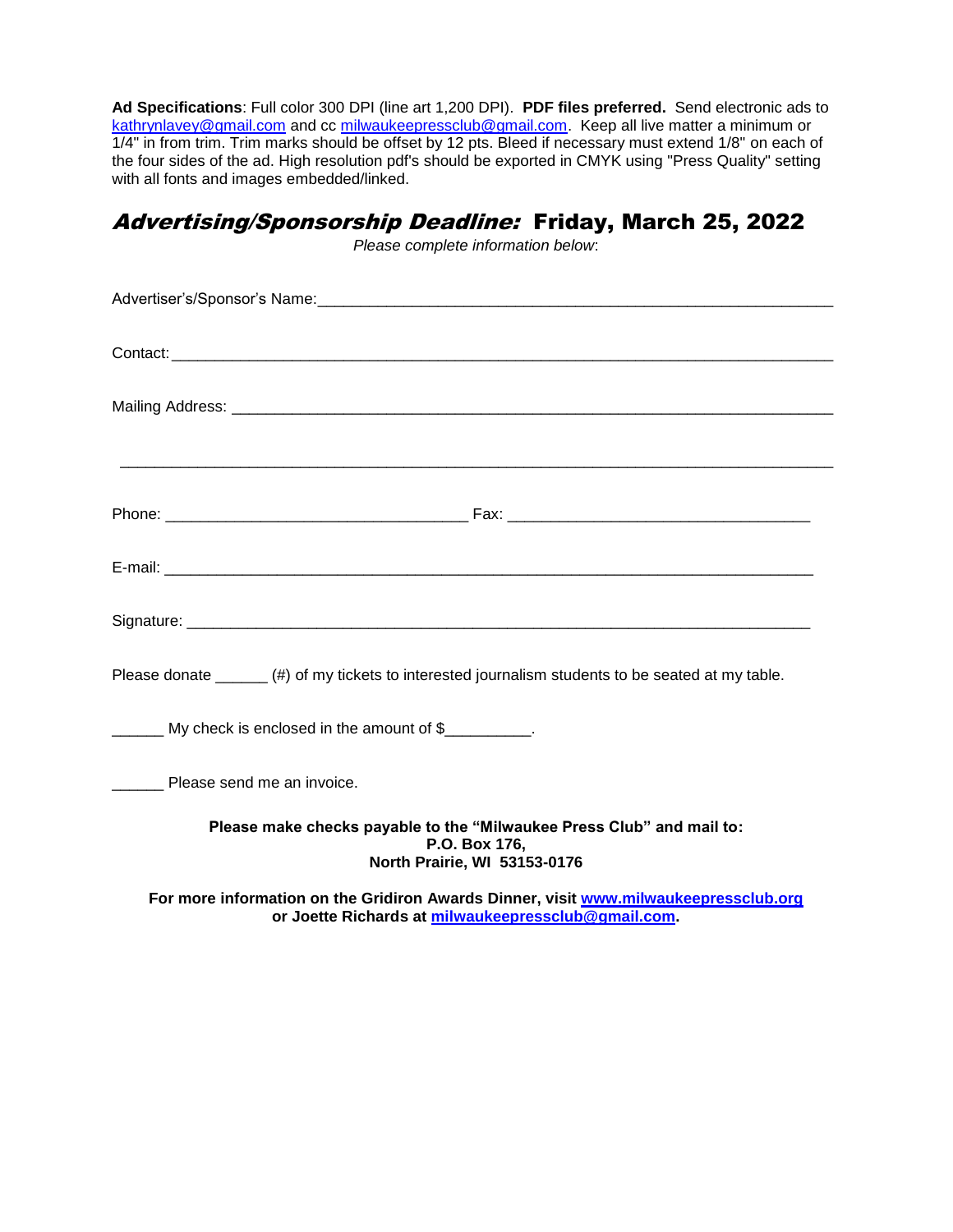**Ad Specifications**: Full color 300 DPI (line art 1,200 DPI). **PDF files preferred.** Send electronic ads to kathrynlavey@gmail.com and cc milwaukeepressclub@gmail.com. Keep all live matter a minimum or 1/4" in from trim. Trim marks should be offset by 12 pts. Bleed if necessary must extend 1/8" on each of the four sides of the ad. High resolution pdf's should be exported in CMYK using "Press Quality" setting with all fonts and images embedded/linked.

## *Advertising/Sponsorship Deadline:* Friday, March 25, 2022

*Please complete information below*:

Advertiser's/Sponsor's Name:____________________________________________________________

Contact:__________________________________________________________________________

Mailing Address: ___________________________________________________________________

__________________________________________________________________________________

Phone: ___________________________________ Fax: ___________________________________

E-mail: ___________________________________________________________________________

Signature: ________________________________________________________________________

Please donate ______ (#) of my tickets to interested journalism students to be seated at my table.

______ My check is enclosed in the amount of $__________.

______ Please send me an invoice.

**Please make checks payable to the "Milwaukee Press Club" and mail to:**
**P.O. Box 176,**
**North Prairie, WI 53153-0176**

**For more information on the Gridiron Awards Dinner, visit www.milwaukeepressclub.org or Joette Richards at milwaukeepressclub@gmail.com.**